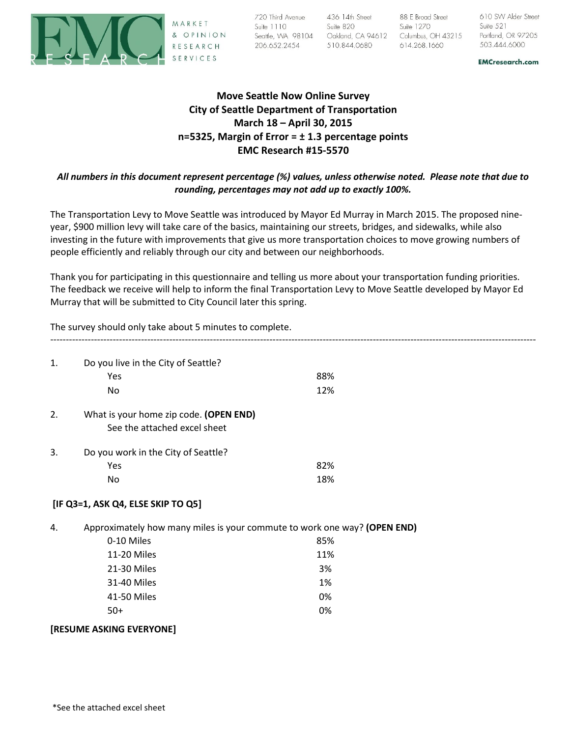EMC RESEARCH — MARKET & OPINION RESEARCH SERVICES

720 Third Avenue, Suite 1110, Seattle, WA 98104, 206.652.2454
436 14th Street, Suite 820, Oakland, CA 94612, 510.844.0680
88 E Broad Street, Suite 1270, Columbus, OH 43215, 614.268.1660
610 SW Alder Street, Suite 521, Portland, OR 97205, 503.444.6000

EMCresearch.com

**Move Seattle Now Online Survey**
**City of Seattle Department of Transportation**
**March 18 – April 30, 2015**
**n=5325, Margin of Error = ± 1.3 percentage points**
**EMC Research #15-5570**

***All numbers in this document represent percentage (%) values, unless otherwise noted. Please note that due to rounding, percentages may not add up to exactly 100%.***

The Transportation Levy to Move Seattle was introduced by Mayor Ed Murray in March 2015. The proposed nine-year, $900 million levy will take care of the basics, maintaining our streets, bridges, and sidewalks, while also investing in the future with improvements that give us more transportation choices to move growing numbers of people efficiently and reliably through our city and between our neighborhoods.

Thank you for participating in this questionnaire and telling us more about your transportation funding priorities. The feedback we receive will help to inform the final Transportation Levy to Move Seattle developed by Mayor Ed Murray that will be submitted to City Council later this spring.

The survey should only take about 5 minutes to complete.

---

1. Do you live in the City of Seattle?

| | |
|---|---|
| Yes | 88% |
| No | 12% |

2. What is your home zip code. **(OPEN END)**
   See the attached excel sheet

3. Do you work in the City of Seattle?

| | |
|---|---|
| Yes | 82% |
| No | 18% |

**[IF Q3=1, ASK Q4, ELSE SKIP TO Q5]**

4. Approximately how many miles is your commute to work one way? **(OPEN END)**

| | |
|---|---|
| 0-10 Miles | 85% |
| 11-20 Miles | 11% |
| 21-30 Miles | 3% |
| 31-40 Miles | 1% |
| 41-50 Miles | 0% |
| 50+ | 0% |

**[RESUME ASKING EVERYONE]**

*See the attached excel sheet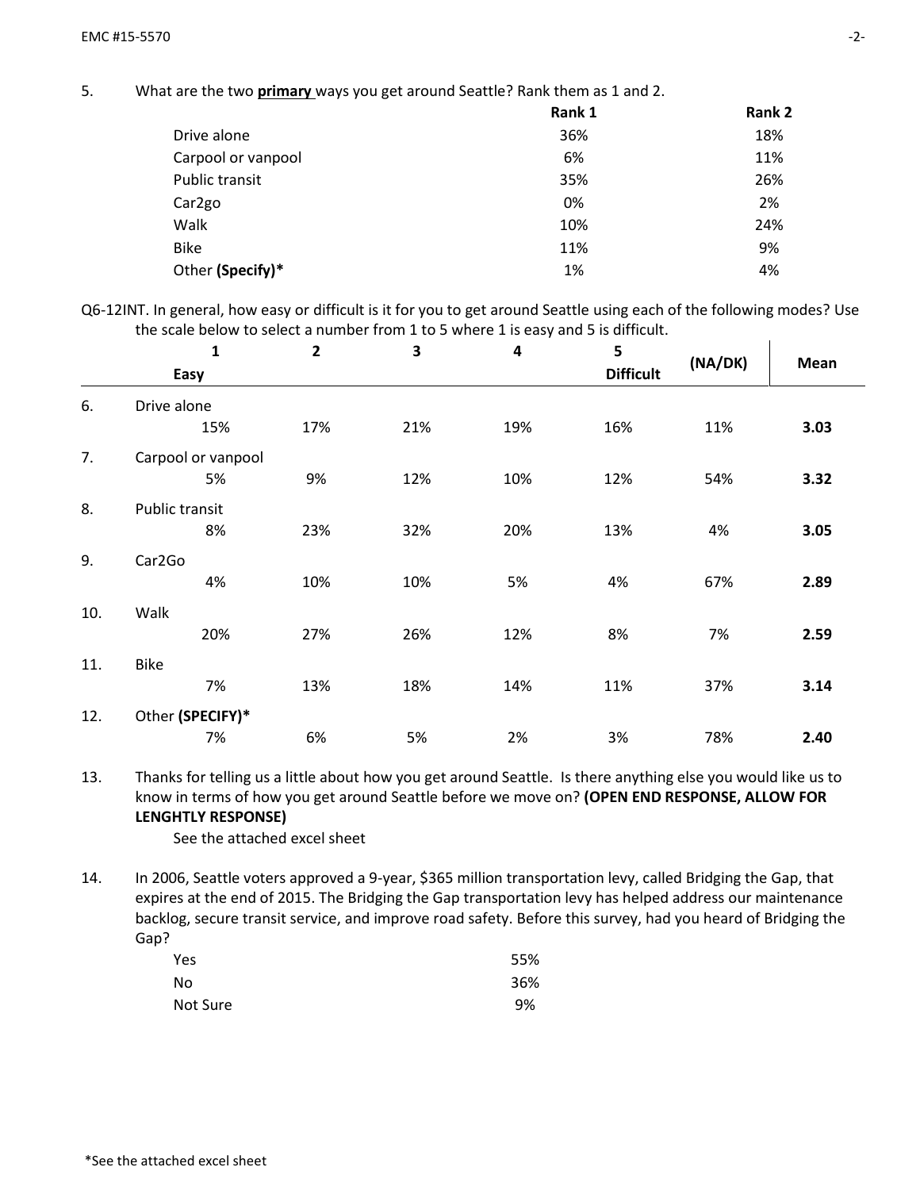5. What are the two **primary** ways you get around Seattle? Rank them as 1 and 2.

| | Rank 1 | Rank 2 |
|---|---|---|
| Drive alone | 36% | 18% |
| Carpool or vanpool | 6% | 11% |
| Public transit | 35% | 26% |
| Car2go | 0% | 2% |
| Walk | 10% | 24% |
| Bike | 11% | 9% |
| Other **(Specify)*** | 1% | 4% |

Q6-12INT. In general, how easy or difficult is it for you to get around Seattle using each of the following modes? Use the scale below to select a number from 1 to 5 where 1 is easy and 5 is difficult.

| | | 1 Easy | 2 | 3 | 4 | 5 Difficult | (NA/DK) | Mean |
|---|---|---|---|---|---|---|---|---|
| 6. | Drive alone | 15% | 17% | 21% | 19% | 16% | 11% | **3.03** |
| 7. | Carpool or vanpool | 5% | 9% | 12% | 10% | 12% | 54% | **3.32** |
| 8. | Public transit | 8% | 23% | 32% | 20% | 13% | 4% | **3.05** |
| 9. | Car2Go | 4% | 10% | 10% | 5% | 4% | 67% | **2.89** |
| 10. | Walk | 20% | 27% | 26% | 12% | 8% | 7% | **2.59** |
| 11. | Bike | 7% | 13% | 18% | 14% | 11% | 37% | **3.14** |
| 12. | Other **(SPECIFY)*** | 7% | 6% | 5% | 2% | 3% | 78% | **2.40** |

13. Thanks for telling us a little about how you get around Seattle. Is there anything else you would like us to know in terms of how you get around Seattle before we move on? **(OPEN END RESPONSE, ALLOW FOR LENGHTLY RESPONSE)**

    See the attached excel sheet

14. In 2006, Seattle voters approved a 9-year, $365 million transportation levy, called Bridging the Gap, that expires at the end of 2015. The Bridging the Gap transportation levy has helped address our maintenance backlog, secure transit service, and improve road safety. Before this survey, had you heard of Bridging the Gap?

| | |
|---|---|
| Yes | 55% |
| No | 36% |
| Not Sure | 9% |

*See the attached excel sheet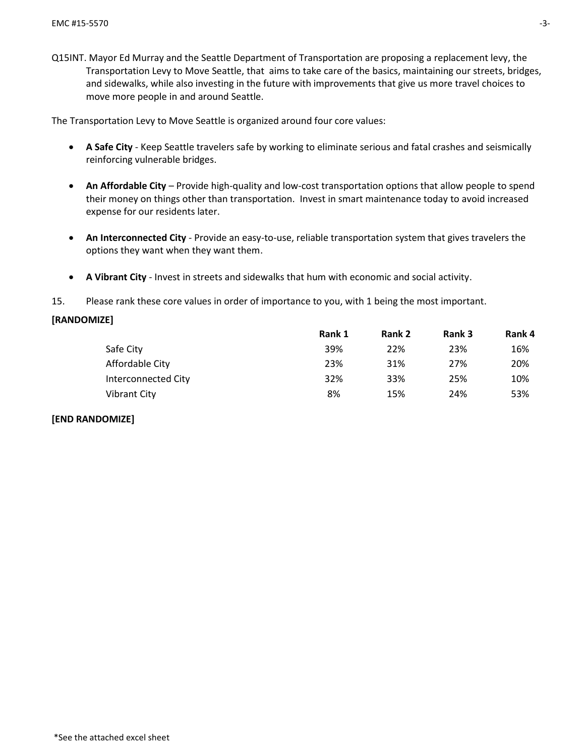Q15INT. Mayor Ed Murray and the Seattle Department of Transportation are proposing a replacement levy, the Transportation Levy to Move Seattle, that aims to take care of the basics, maintaining our streets, bridges, and sidewalks, while also investing in the future with improvements that give us more travel choices to move more people in and around Seattle.

The Transportation Levy to Move Seattle is organized around four core values:

- **A Safe City** - Keep Seattle travelers safe by working to eliminate serious and fatal crashes and seismically reinforcing vulnerable bridges.
- **An Affordable City** – Provide high-quality and low-cost transportation options that allow people to spend their money on things other than transportation. Invest in smart maintenance today to avoid increased expense for our residents later.
- **An Interconnected City** - Provide an easy-to-use, reliable transportation system that gives travelers the options they want when they want them.
- **A Vibrant City** - Invest in streets and sidewalks that hum with economic and social activity.

15. Please rank these core values in order of importance to you, with 1 being the most important.

**[RANDOMIZE]**

| | Rank 1 | Rank 2 | Rank 3 | Rank 4 |
|---|---|---|---|---|
| Safe City | 39% | 22% | 23% | 16% |
| Affordable City | 23% | 31% | 27% | 20% |
| Interconnected City | 32% | 33% | 25% | 10% |
| Vibrant City | 8% | 15% | 24% | 53% |

**[END RANDOMIZE]**

*See the attached excel sheet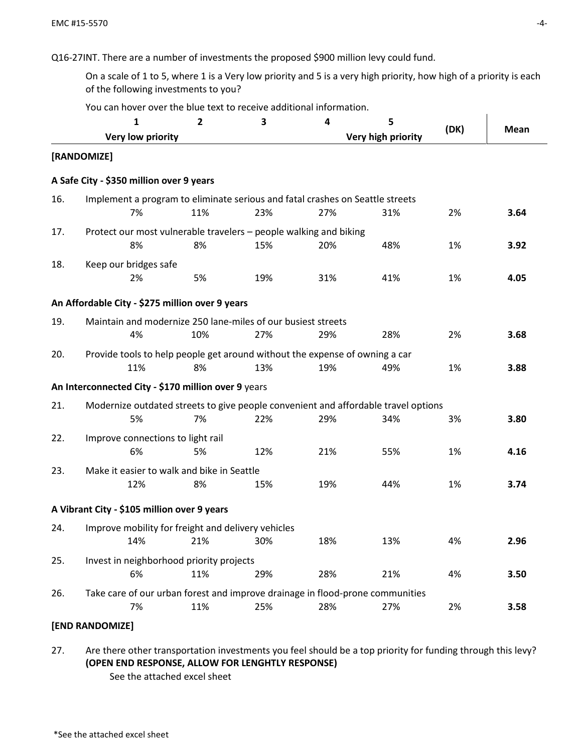Q16-27INT. There are a number of investments the proposed $900 million levy could fund.

On a scale of 1 to 5, where 1 is a Very low priority and 5 is a very high priority, how high of a priority is each of the following investments to you?

You can hover over the blue text to receive additional information.

| | | 1<br>Very low priority | 2 | 3 | 4 | 5<br>Very high priority | (DK) | Mean |
|---|---|---|---|---|---|---|---|---|
| **[RANDOMIZE]** | | | | | | | | |
| **A Safe City - $350 million over 9 years** | | | | | | | | |
| 16. | Implement a program to eliminate serious and fatal crashes on Seattle streets | 7% | 11% | 23% | 27% | 31% | 2% | **3.64** |
| 17. | Protect our most vulnerable travelers – people walking and biking | 8% | 8% | 15% | 20% | 48% | 1% | **3.92** |
| 18. | Keep our bridges safe | 2% | 5% | 19% | 31% | 41% | 1% | **4.05** |
| **An Affordable City - $275 million over 9 years** | | | | | | | | |
| 19. | Maintain and modernize 250 lane-miles of our busiest streets | 4% | 10% | 27% | 29% | 28% | 2% | **3.68** |
| 20. | Provide tools to help people get around without the expense of owning a car | 11% | 8% | 13% | 19% | 49% | 1% | **3.88** |
| **An Interconnected City - $170 million over 9** years | | | | | | | | |
| 21. | Modernize outdated streets to give people convenient and affordable travel options | 5% | 7% | 22% | 29% | 34% | 3% | **3.80** |
| 22. | Improve connections to light rail | 6% | 5% | 12% | 21% | 55% | 1% | **4.16** |
| 23. | Make it easier to walk and bike in Seattle | 12% | 8% | 15% | 19% | 44% | 1% | **3.74** |
| **A Vibrant City - $105 million over 9 years** | | | | | | | | |
| 24. | Improve mobility for freight and delivery vehicles | 14% | 21% | 30% | 18% | 13% | 4% | **2.96** |
| 25. | Invest in neighborhood priority projects | 6% | 11% | 29% | 28% | 21% | 4% | **3.50** |
| 26. | Take care of our urban forest and improve drainage in flood-prone communities | 7% | 11% | 25% | 28% | 27% | 2% | **3.58** |
| **[END RANDOMIZE]** | | | | | | | | |

27. Are there other transportation investments you feel should be a top priority for funding through this levy? **(OPEN END RESPONSE, ALLOW FOR LENGHTLY RESPONSE)**

    See the attached excel sheet

*See the attached excel sheet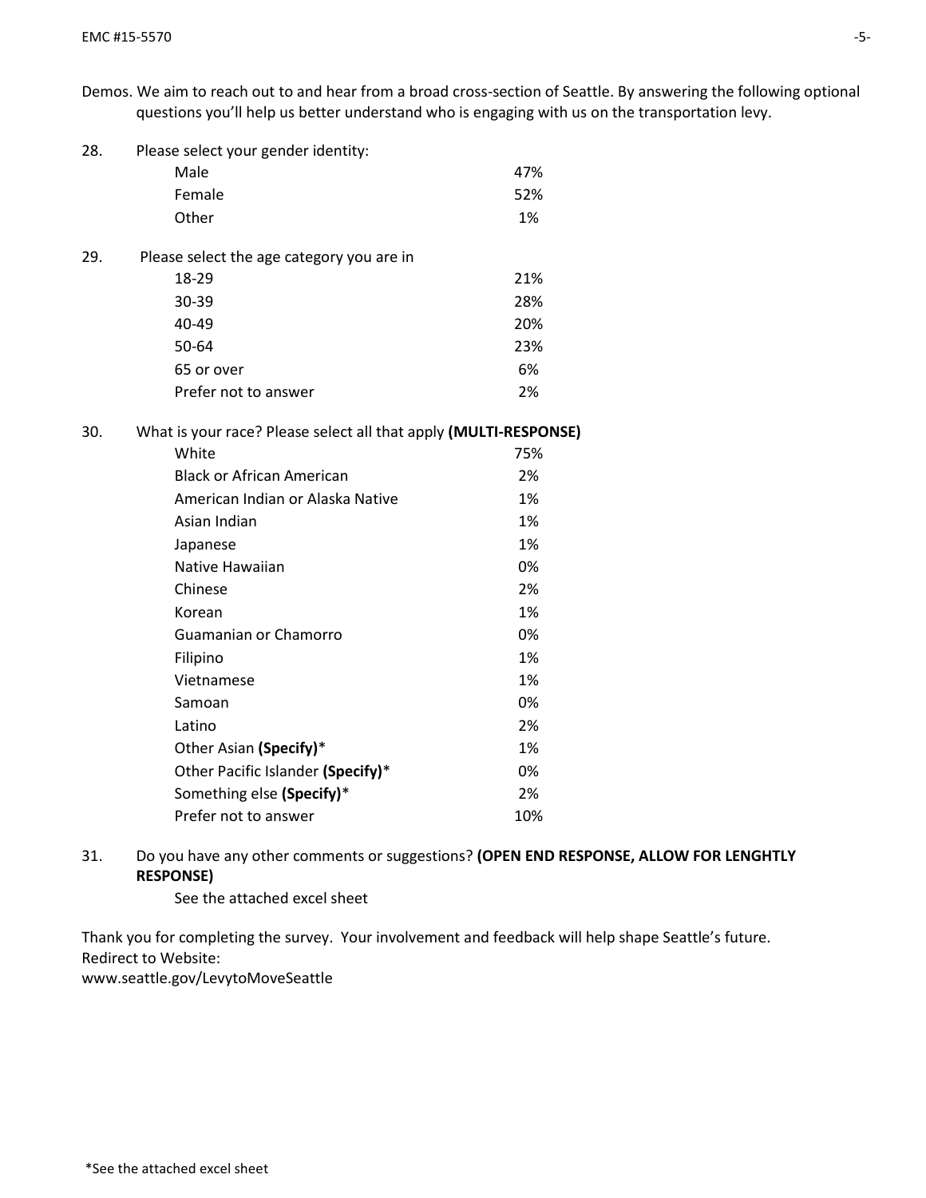Demos. We aim to reach out to and hear from a broad cross-section of Seattle. By answering the following optional questions you'll help us better understand who is engaging with us on the transportation levy.

28. Please select your gender identity:

| | |
|---|---|
| Male | 47% |
| Female | 52% |
| Other | 1% |

29. Please select the age category you are in

| | |
|---|---|
| 18-29 | 21% |
| 30-39 | 28% |
| 40-49 | 20% |
| 50-64 | 23% |
| 65 or over | 6% |
| Prefer not to answer | 2% |

30. What is your race? Please select all that apply **(MULTI-RESPONSE)**

| | |
|---|---|
| White | 75% |
| Black or African American | 2% |
| American Indian or Alaska Native | 1% |
| Asian Indian | 1% |
| Japanese | 1% |
| Native Hawaiian | 0% |
| Chinese | 2% |
| Korean | 1% |
| Guamanian or Chamorro | 0% |
| Filipino | 1% |
| Vietnamese | 1% |
| Samoan | 0% |
| Latino | 2% |
| Other Asian **(Specify)***| 1% |
| Other Pacific Islander **(Specify)*** | 0% |
| Something else **(Specify)*** | 2% |
| Prefer not to answer | 10% |

31. Do you have any other comments or suggestions? **(OPEN END RESPONSE, ALLOW FOR LENGHTLY RESPONSE)**

See the attached excel sheet

Thank you for completing the survey. Your involvement and feedback will help shape Seattle's future.
Redirect to Website:
www.seattle.gov/LevytoMoveSeattle

*See the attached excel sheet